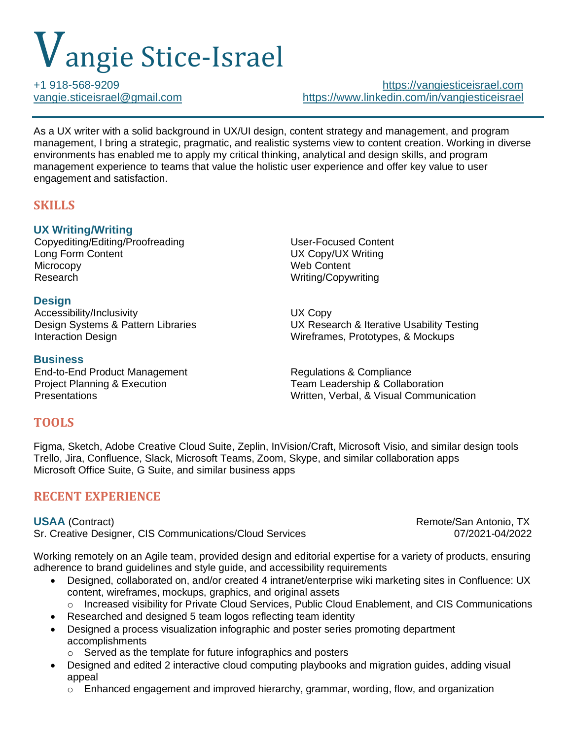# Vangie Stice-Israel

+1 918-568-9209
vangie.sticeisrael@gmail.com
https://vangiesticeisrael.com
https://www.linkedin.com/in/vangiesticeisrael

As a UX writer with a solid background in UX/UI design, content strategy and management, and program management, I bring a strategic, pragmatic, and realistic systems view to content creation. Working in diverse environments has enabled me to apply my critical thinking, analytical and design skills, and program management experience to teams that value the holistic user experience and offer key value to user engagement and satisfaction.

## SKILLS

### UX Writing/Writing

- Copyediting/Editing/Proofreading
- Long Form Content
- Microcopy
- Research
- User-Focused Content
- UX Copy/UX Writing
- Web Content
- Writing/Copywriting

### Design

- Accessibility/Inclusivity
- Design Systems & Pattern Libraries
- Interaction Design
- UX Copy
- UX Research & Iterative Usability Testing
- Wireframes, Prototypes, & Mockups

### Business

- End-to-End Product Management
- Project Planning & Execution
- Presentations
- Regulations & Compliance
- Team Leadership & Collaboration
- Written, Verbal, & Visual Communication

## TOOLS

Figma, Sketch, Adobe Creative Cloud Suite, Zeplin, InVision/Craft, Microsoft Visio, and similar design tools
Trello, Jira, Confluence, Slack, Microsoft Teams, Zoom, Skype, and similar collaboration apps
Microsoft Office Suite, G Suite, and similar business apps

## RECENT EXPERIENCE

**USAA** (Contract) — Remote/San Antonio, TX
Sr. Creative Designer, CIS Communications/Cloud Services — 07/2021-04/2022

Working remotely on an Agile team, provided design and editorial expertise for a variety of products, ensuring adherence to brand guidelines and style guide, and accessibility requirements

- Designed, collaborated on, and/or created 4 intranet/enterprise wiki marketing sites in Confluence: UX content, wireframes, mockups, graphics, and original assets
  - Increased visibility for Private Cloud Services, Public Cloud Enablement, and CIS Communications
- Researched and designed 5 team logos reflecting team identity
- Designed a process visualization infographic and poster series promoting department accomplishments
  - Served as the template for future infographics and posters
- Designed and edited 2 interactive cloud computing playbooks and migration guides, adding visual appeal
  - Enhanced engagement and improved hierarchy, grammar, wording, flow, and organization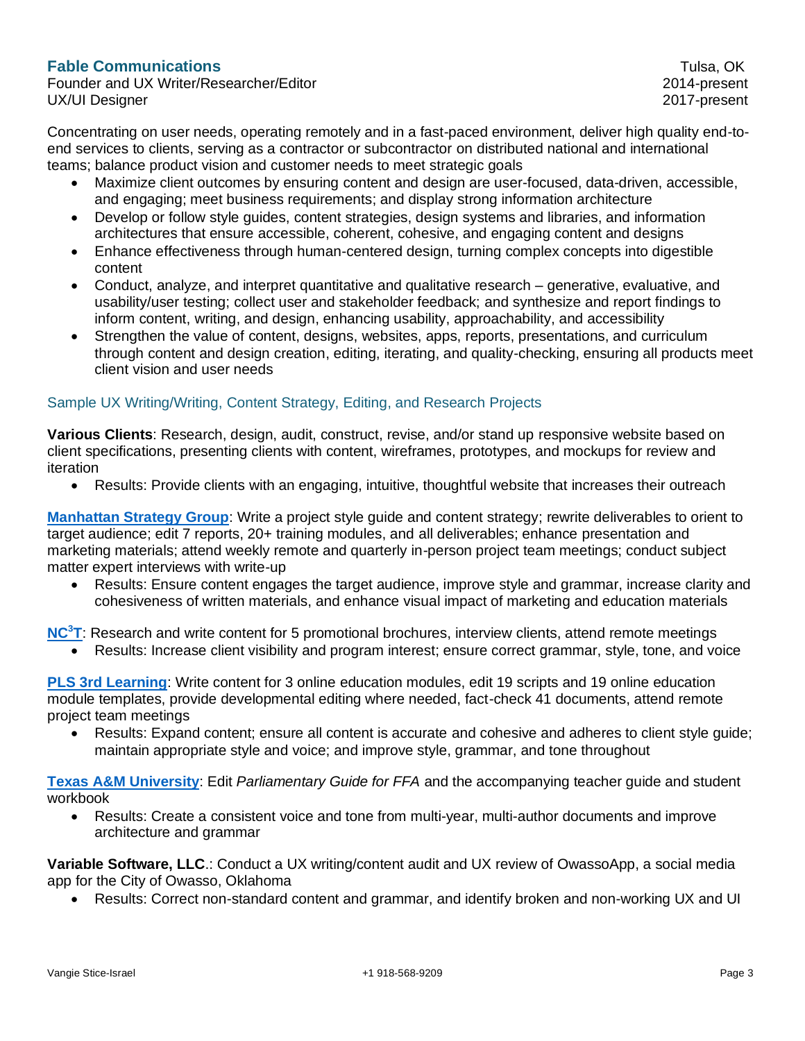### Fable Communications

Tulsa, OK

Founder and UX Writer/Researcher/Editor — 2014-present

UX/UI Designer — 2017-present

Concentrating on user needs, operating remotely and in a fast-paced environment, deliver high quality end-to-end services to clients, serving as a contractor or subcontractor on distributed national and international teams; balance product vision and customer needs to meet strategic goals

- Maximize client outcomes by ensuring content and design are user-focused, data-driven, accessible, and engaging; meet business requirements; and display strong information architecture
- Develop or follow style guides, content strategies, design systems and libraries, and information architectures that ensure accessible, coherent, cohesive, and engaging content and designs
- Enhance effectiveness through human-centered design, turning complex concepts into digestible content
- Conduct, analyze, and interpret quantitative and qualitative research – generative, evaluative, and usability/user testing; collect user and stakeholder feedback; and synthesize and report findings to inform content, writing, and design, enhancing usability, approachability, and accessibility
- Strengthen the value of content, designs, websites, apps, reports, presentations, and curriculum through content and design creation, editing, iterating, and quality-checking, ensuring all products meet client vision and user needs

#### Sample UX Writing/Writing, Content Strategy, Editing, and Research Projects

**Various Clients**: Research, design, audit, construct, revise, and/or stand up responsive website based on client specifications, presenting clients with content, wireframes, prototypes, and mockups for review and iteration

- Results: Provide clients with an engaging, intuitive, thoughtful website that increases their outreach

**Manhattan Strategy Group**: Write a project style guide and content strategy; rewrite deliverables to orient to target audience; edit 7 reports, 20+ training modules, and all deliverables; enhance presentation and marketing materials; attend weekly remote and quarterly in-person project team meetings; conduct subject matter expert interviews with write-up

- Results: Ensure content engages the target audience, improve style and grammar, increase clarity and cohesiveness of written materials, and enhance visual impact of marketing and education materials

**NC$^3$T**: Research and write content for 5 promotional brochures, interview clients, attend remote meetings

- Results: Increase client visibility and program interest; ensure correct grammar, style, tone, and voice

**PLS 3rd Learning**: Write content for 3 online education modules, edit 19 scripts and 19 online education module templates, provide developmental editing where needed, fact-check 41 documents, attend remote project team meetings

- Results: Expand content; ensure all content is accurate and cohesive and adheres to client style guide; maintain appropriate style and voice; and improve style, grammar, and tone throughout

**Texas A&M University**: Edit *Parliamentary Guide for FFA* and the accompanying teacher guide and student workbook

- Results: Create a consistent voice and tone from multi-year, multi-author documents and improve architecture and grammar

**Variable Software, LLC**.: Conduct a UX writing/content audit and UX review of OwassoApp, a social media app for the City of Owasso, Oklahoma

- Results: Correct non-standard content and grammar, and identify broken and non-working UX and UI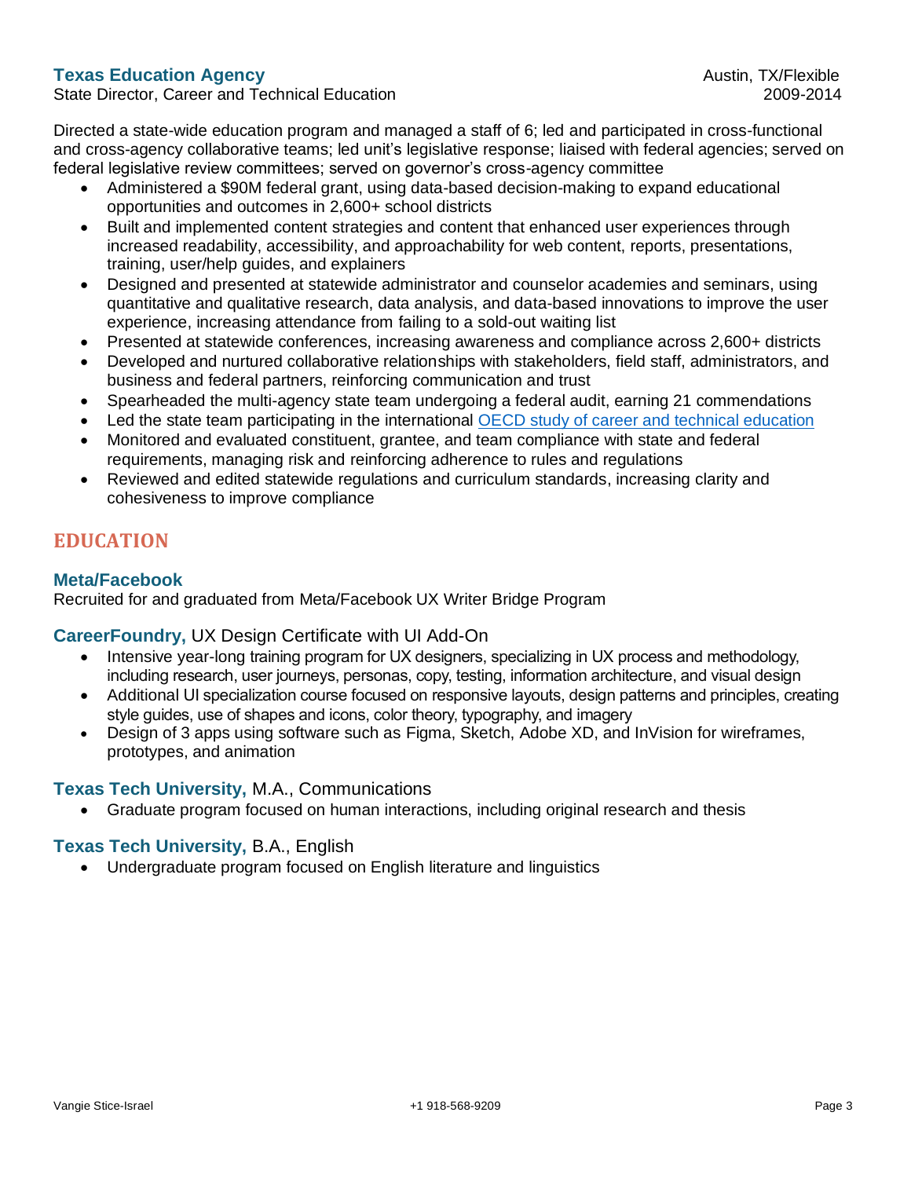### Texas Education Agency

State Director, Career and Technical Education — Austin, TX/Flexible — 2009-2014

Directed a state-wide education program and managed a staff of 6; led and participated in cross-functional and cross-agency collaborative teams; led unit's legislative response; liaised with federal agencies; served on federal legislative review committees; served on governor's cross-agency committee

- Administered a $90M federal grant, using data-based decision-making to expand educational opportunities and outcomes in 2,600+ school districts
- Built and implemented content strategies and content that enhanced user experiences through increased readability, accessibility, and approachability for web content, reports, presentations, training, user/help guides, and explainers
- Designed and presented at statewide administrator and counselor academies and seminars, using quantitative and qualitative research, data analysis, and data-based innovations to improve the user experience, increasing attendance from failing to a sold-out waiting list
- Presented at statewide conferences, increasing awareness and compliance across 2,600+ districts
- Developed and nurtured collaborative relationships with stakeholders, field staff, administrators, and business and federal partners, reinforcing communication and trust
- Spearheaded the multi-agency state team undergoing a federal audit, earning 21 commendations
- Led the state team participating in the international OECD study of career and technical education
- Monitored and evaluated constituent, grantee, and team compliance with state and federal requirements, managing risk and reinforcing adherence to rules and regulations
- Reviewed and edited statewide regulations and curriculum standards, increasing clarity and cohesiveness to improve compliance

## EDUCATION

### Meta/Facebook

Recruited for and graduated from Meta/Facebook UX Writer Bridge Program

### CareerFoundry, UX Design Certificate with UI Add-On

- Intensive year-long training program for UX designers, specializing in UX process and methodology, including research, user journeys, personas, copy, testing, information architecture, and visual design
- Additional UI specialization course focused on responsive layouts, design patterns and principles, creating style guides, use of shapes and icons, color theory, typography, and imagery
- Design of 3 apps using software such as Figma, Sketch, Adobe XD, and InVision for wireframes, prototypes, and animation

### Texas Tech University, M.A., Communications

- Graduate program focused on human interactions, including original research and thesis

### Texas Tech University, B.A., English

- Undergraduate program focused on English literature and linguistics